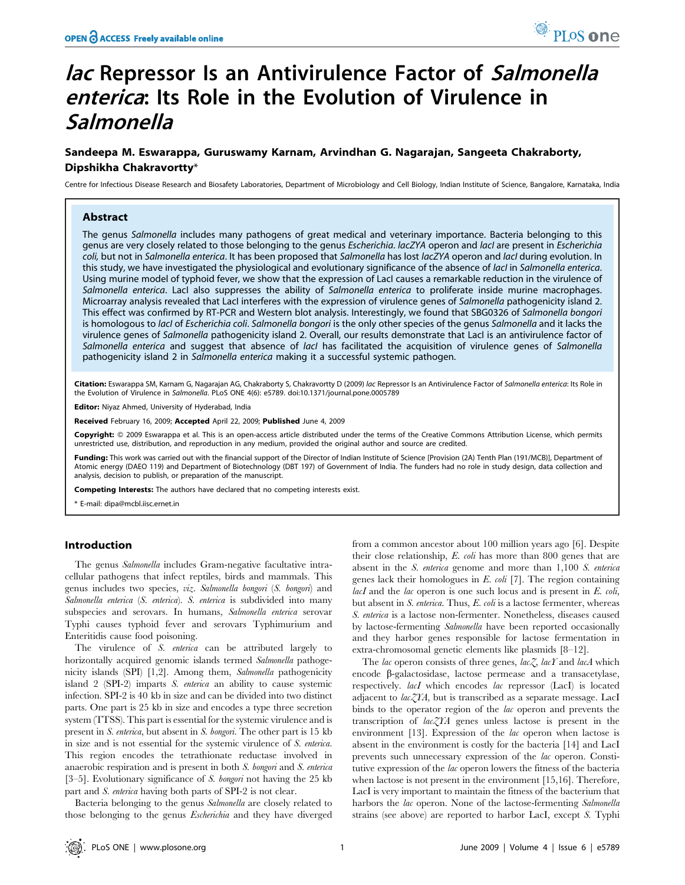# *lac* Repressor Is an Antivirulence Factor of *Salmonella enterica*: Its Role in the Evolution of Virulence in *Salmonella*

**Sandeepa M. Eswarappa, Guruswamy Karnam, Arvindhan G. Nagarajan, Sangeeta Chakraborty, Dipshikha Chakravortty***

Centre for Infectious Disease Research and Biosafety Laboratories, Department of Microbiology and Cell Biology, Indian Institute of Science, Bangalore, Karnataka, India

## Abstract

The genus *Salmonella* includes many pathogens of great medical and veterinary importance. Bacteria belonging to this genus are very closely related to those belonging to the genus *Escherichia*. *lacZYA* operon and *lacI* are present in *Escherichia coli*, but not in *Salmonella enterica*. It has been proposed that *Salmonella* has lost *lacZYA* operon and *lacI* during evolution. In this study, we have investigated the physiological and evolutionary significance of the absence of *lacI* in *Salmonella enterica*. Using murine model of typhoid fever, we show that the expression of LacI causes a remarkable reduction in the virulence of *Salmonella enterica*. LacI also suppresses the ability of *Salmonella enterica* to proliferate inside murine macrophages. Microarray analysis revealed that LacI interferes with the expression of virulence genes of *Salmonella* pathogenicity island 2. This effect was confirmed by RT-PCR and Western blot analysis. Interestingly, we found that SBG0326 of *Salmonella bongori* is homologous to *lacI* of *Escherichia coli*. *Salmonella bongori* is the only other species of the genus *Salmonella* and it lacks the virulence genes of *Salmonella* pathogenicity island 2. Overall, our results demonstrate that LacI is an antivirulence factor of *Salmonella enterica* and suggest that absence of *lacI* has facilitated the acquisition of virulence genes of *Salmonella* pathogenicity island 2 in *Salmonella enterica* making it a successful systemic pathogen.

**Citation:** Eswarappa SM, Karnam G, Nagarajan AG, Chakraborty S, Chakravortty D (2009) *lac* Repressor Is an Antivirulence Factor of *Salmonella enterica*: Its Role in the Evolution of Virulence in *Salmonella*. PLoS ONE 4(6): e5789. doi:10.1371/journal.pone.0005789

**Editor:** Niyaz Ahmed, University of Hyderabad, India

**Received** February 16, 2009; **Accepted** April 22, 2009; **Published** June 4, 2009

**Copyright:** © 2009 Eswarappa et al. This is an open-access article distributed under the terms of the Creative Commons Attribution License, which permits unrestricted use, distribution, and reproduction in any medium, provided the original author and source are credited.

**Funding:** This work was carried out with the financial support of the Director of Indian Institute of Science [Provision (2A) Tenth Plan (191/MCB)], Department of Atomic energy (DAEO 119) and Department of Biotechnology (DBT 197) of Government of India. The funders had no role in study design, data collection and analysis, decision to publish, or preparation of the manuscript.

**Competing Interests:** The authors have declared that no competing interests exist.

\* E-mail: dipa@mcbl.iisc.ernet.in

## Introduction

The genus *Salmonella* includes Gram-negative facultative intracellular pathogens that infect reptiles, birds and mammals. This genus includes two species, *viz*. *Salmonella bongori* (*S. bongori*) and *Salmonella enterica* (*S. enterica*). *S. enterica* is subdivided into many subspecies and serovars. In humans, *Salmonella enterica* serovar Typhi causes typhoid fever and serovars Typhimurium and Enteritidis cause food poisoning.

The virulence of *S. enterica* can be attributed largely to horizontally acquired genomic islands termed *Salmonella* pathogenicity islands (SPI) [1,2]. Among them, *Salmonella* pathogenicity island 2 (SPI-2) imparts *S. enterica* an ability to cause systemic infection. SPI-2 is 40 kb in size and can be divided into two distinct parts. One part is 25 kb in size and encodes a type three secretion system (TTSS). This part is essential for the systemic virulence and is present in *S. enterica*, but absent in *S. bongori*. The other part is 15 kb in size and is not essential for the systemic virulence of *S. enterica*. This region encodes the tetrathionate reductase involved in anaerobic respiration and is present in both *S. bongori* and *S. enterica* [3–5]. Evolutionary significance of *S. bongori* not having the 25 kb part and *S. enterica* having both parts of SPI-2 is not clear.

Bacteria belonging to the genus *Salmonella* are closely related to those belonging to the genus *Escherichia* and they have diverged from a common ancestor about 100 million years ago [6]. Despite their close relationship, *E. coli* has more than 800 genes that are absent in the *S. enterica* genome and more than 1,100 *S. enterica* genes lack their homologues in *E. coli* [7]. The region containing *lacI* and the *lac* operon is one such locus and is present in *E. coli*, but absent in *S. enterica*. Thus, *E. coli* is a lactose fermenter, whereas *S. enterica* is a lactose non-fermenter. Nonetheless, diseases caused by lactose-fermenting *Salmonella* have been reported occasionally and they harbor genes responsible for lactose fermentation in extra-chromosomal genetic elements like plasmids [8–12].

The *lac* operon consists of three genes, *lacZ*, *lacY* and *lacA* which encode β-galactosidase, lactose permease and a transacetylase, respectively. *lacI* which encodes *lac* repressor (LacI) is located adjacent to *lacZYA*, but is transcribed as a separate message. LacI binds to the operator region of the *lac* operon and prevents the transcription of *lacZYA* genes unless lactose is present in the environment [13]. Expression of the *lac* operon when lactose is absent in the environment is costly for the bacteria [14] and LacI prevents such unnecessary expression of the *lac* operon. Constitutive expression of the *lac* operon lowers the fitness of the bacteria when lactose is not present in the environment [15,16]. Therefore, LacI is very important to maintain the fitness of the bacterium that harbors the *lac* operon. None of the lactose-fermenting *Salmonella* strains (see above) are reported to harbor LacI, except *S.* Typhi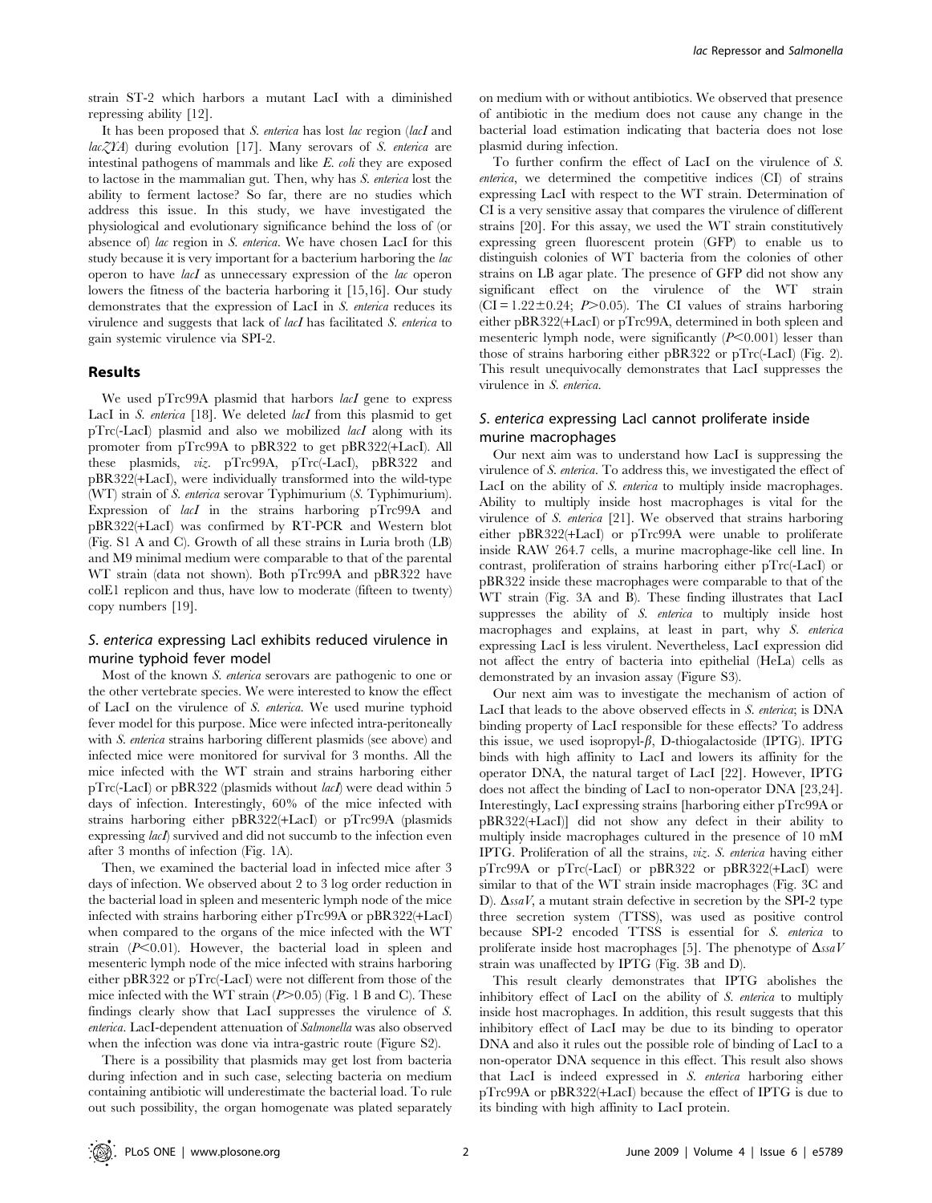strain ST-2 which harbors a mutant LacI with a diminished repressing ability [12].

It has been proposed that *S. enterica* has lost *lac* region (*lacI* and *lacZYA*) during evolution [17]. Many serovars of *S. enterica* are intestinal pathogens of mammals and like *E. coli* they are exposed to lactose in the mammalian gut. Then, why has *S. enterica* lost the ability to ferment lactose? So far, there are no studies which address this issue. In this study, we have investigated the physiological and evolutionary significance behind the loss of (or absence of) *lac* region in *S. enterica*. We have chosen LacI for this study because it is very important for a bacterium harboring the *lac* operon to have *lacI* as unnecessary expression of the *lac* operon lowers the fitness of the bacteria harboring it [15,16]. Our study demonstrates that the expression of LacI in *S. enterica* reduces its virulence and suggests that lack of *lacI* has facilitated *S. enterica* to gain systemic virulence via SPI-2.

## Results

We used pTrc99A plasmid that harbors *lacI* gene to express LacI in *S. enterica* [18]. We deleted *lacI* from this plasmid to get pTrc(-LacI) plasmid and also we mobilized *lacI* along with its promoter from pTrc99A to pBR322 to get pBR322(+LacI). All these plasmids, *viz.* pTrc99A, pTrc(-LacI), pBR322 and pBR322(+LacI), were individually transformed into the wild-type (WT) strain of *S. enterica* serovar Typhimurium (*S.* Typhimurium). Expression of *lacI* in the strains harboring pTrc99A and pBR322(+LacI) was confirmed by RT-PCR and Western blot (Fig. S1 A and C). Growth of all these strains in Luria broth (LB) and M9 minimal medium were comparable to that of the parental WT strain (data not shown). Both pTrc99A and pBR322 have colE1 replicon and thus, have low to moderate (fifteen to twenty) copy numbers [19].

### *S. enterica* expressing LacI exhibits reduced virulence in murine typhoid fever model

Most of the known *S. enterica* serovars are pathogenic to one or the other vertebrate species. We were interested to know the effect of LacI on the virulence of *S. enterica*. We used murine typhoid fever model for this purpose. Mice were infected intra-peritoneally with *S. enterica* strains harboring different plasmids (see above) and infected mice were monitored for survival for 3 months. All the mice infected with the WT strain and strains harboring either pTrc(-LacI) or pBR322 (plasmids without *lacI*) were dead within 5 days of infection. Interestingly, 60% of the mice infected with strains harboring either pBR322(+LacI) or pTrc99A (plasmids expressing *lacI*) survived and did not succumb to the infection even after 3 months of infection (Fig. 1A).

Then, we examined the bacterial load in infected mice after 3 days of infection. We observed about 2 to 3 log order reduction in the bacterial load in spleen and mesenteric lymph node of the mice infected with strains harboring either pTrc99A or pBR322(+LacI) when compared to the organs of the mice infected with the WT strain ($P<0.01$). However, the bacterial load in spleen and mesenteric lymph node of the mice infected with strains harboring either pBR322 or pTrc(-LacI) were not different from those of the mice infected with the WT strain ($P>0.05$) (Fig. 1 B and C). These findings clearly show that LacI suppresses the virulence of *S. enterica*. LacI-dependent attenuation of *Salmonella* was also observed when the infection was done via intra-gastric route (Figure S2).

There is a possibility that plasmids may get lost from bacteria during infection and in such case, selecting bacteria on medium containing antibiotic will underestimate the bacterial load. To rule out such possibility, the organ homogenate was plated separately on medium with or without antibiotics. We observed that presence of antibiotic in the medium does not cause any change in the bacterial load estimation indicating that bacteria does not lose plasmid during infection.

To further confirm the effect of LacI on the virulence of *S. enterica*, we determined the competitive indices (CI) of strains expressing LacI with respect to the WT strain. Determination of CI is a very sensitive assay that compares the virulence of different strains [20]. For this assay, we used the WT strain constitutively expressing green fluorescent protein (GFP) to enable us to distinguish colonies of WT bacteria from the colonies of other strains on LB agar plate. The presence of GFP did not show any significant effect on the virulence of the WT strain ($CI = 1.22 \pm 0.24$; $P>0.05$). The CI values of strains harboring either pBR322(+LacI) or pTrc99A, determined in both spleen and mesenteric lymph node, were significantly ($P<0.001$) lesser than those of strains harboring either pBR322 or pTrc(-LacI) (Fig. 2). This result unequivocally demonstrates that LacI suppresses the virulence in *S. enterica*.

### *S. enterica* expressing LacI cannot proliferate inside murine macrophages

Our next aim was to understand how LacI is suppressing the virulence of *S. enterica*. To address this, we investigated the effect of LacI on the ability of *S. enterica* to multiply inside macrophages. Ability to multiply inside host macrophages is vital for the virulence of *S. enterica* [21]. We observed that strains harboring either pBR322(+LacI) or pTrc99A were unable to proliferate inside RAW 264.7 cells, a murine macrophage-like cell line. In contrast, proliferation of strains harboring either pTrc(-LacI) or pBR322 inside these macrophages were comparable to that of the WT strain (Fig. 3A and B). These finding illustrates that LacI suppresses the ability of *S. enterica* to multiply inside host macrophages and explains, at least in part, why *S. enterica* expressing LacI is less virulent. Nevertheless, LacI expression did not affect the entry of bacteria into epithelial (HeLa) cells as demonstrated by an invasion assay (Figure S3).

Our next aim was to investigate the mechanism of action of LacI that leads to the above observed effects in *S. enterica*; is DNA binding property of LacI responsible for these effects? To address this issue, we used isopropyl-$\beta$, D-thiogalactoside (IPTG). IPTG binds with high affinity to LacI and lowers its affinity for the operator DNA, the natural target of LacI [22]. However, IPTG does not affect the binding of LacI to non-operator DNA [23,24]. Interestingly, LacI expressing strains [harboring either pTrc99A or pBR322(+LacI)] did not show any defect in their ability to multiply inside macrophages cultured in the presence of 10 mM IPTG. Proliferation of all the strains, *viz. S. enterica* having either pTrc99A or pTrc(-LacI) or pBR322 or pBR322(+LacI) were similar to that of the WT strain inside macrophages (Fig. 3C and D). Δ*ssaV*, a mutant strain defective in secretion by the SPI-2 type three secretion system (TTSS), was used as positive control because SPI-2 encoded TTSS is essential for *S. enterica* to proliferate inside host macrophages [5]. The phenotype of Δ*ssaV* strain was unaffected by IPTG (Fig. 3B and D).

This result clearly demonstrates that IPTG abolishes the inhibitory effect of LacI on the ability of *S. enterica* to multiply inside host macrophages. In addition, this result suggests that this inhibitory effect of LacI may be due to its binding to operator DNA and also it rules out the possible role of binding of LacI to a non-operator DNA sequence in this effect. This result also shows that LacI is indeed expressed in *S. enterica* harboring either pTrc99A or pBR322(+LacI) because the effect of IPTG is due to its binding with high affinity to LacI protein.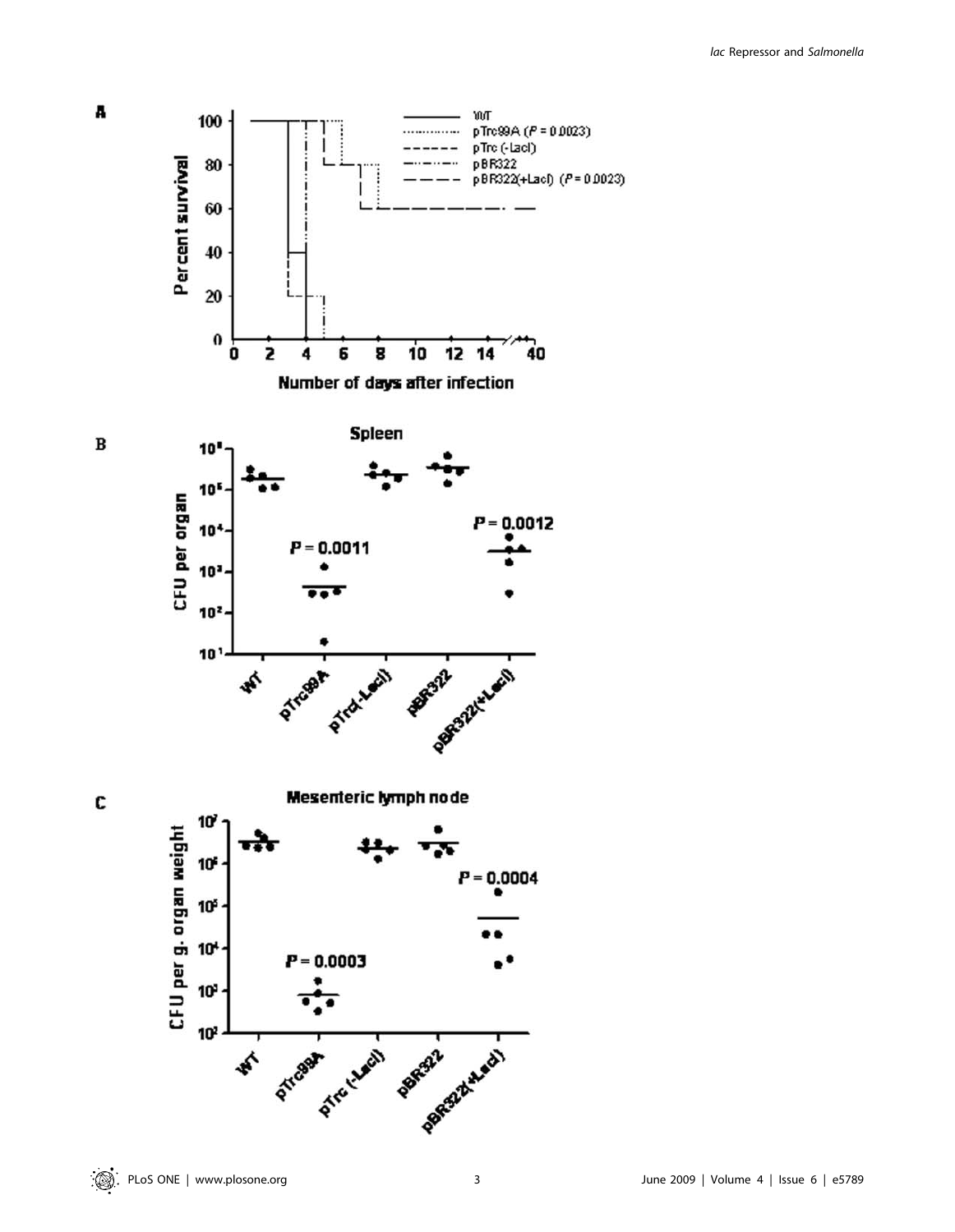A

Percent survival

100
80
60
40
20
0

0 2 4 6 8 10 12 14 40

Number of days after infection

WT
pTrc99A ($P$ = 0.0023)
pTrc (-LacI)
pBR322
pBR322(+LacI) ($P$ = 0.0023)

B

Spleen

CFU per organ

$10^6$
$10^5$
$10^4$
$10^3$
$10^2$
$10^1$

$P$ = 0.0011

$P$ = 0.0012

WT
pTrc99A
pTrc(-LacI)
pBR322
pBR322(+LacI)

C

Mesenteric lymph node

CFU per g. organ weight

$10^7$
$10^6$
$10^5$
$10^4$
$10^3$
$10^2$

$P$ = 0.0003

$P$ = 0.0004

WT
pTrc99A
pTrc (-LacI)
pBR322
pBR322(+LacI)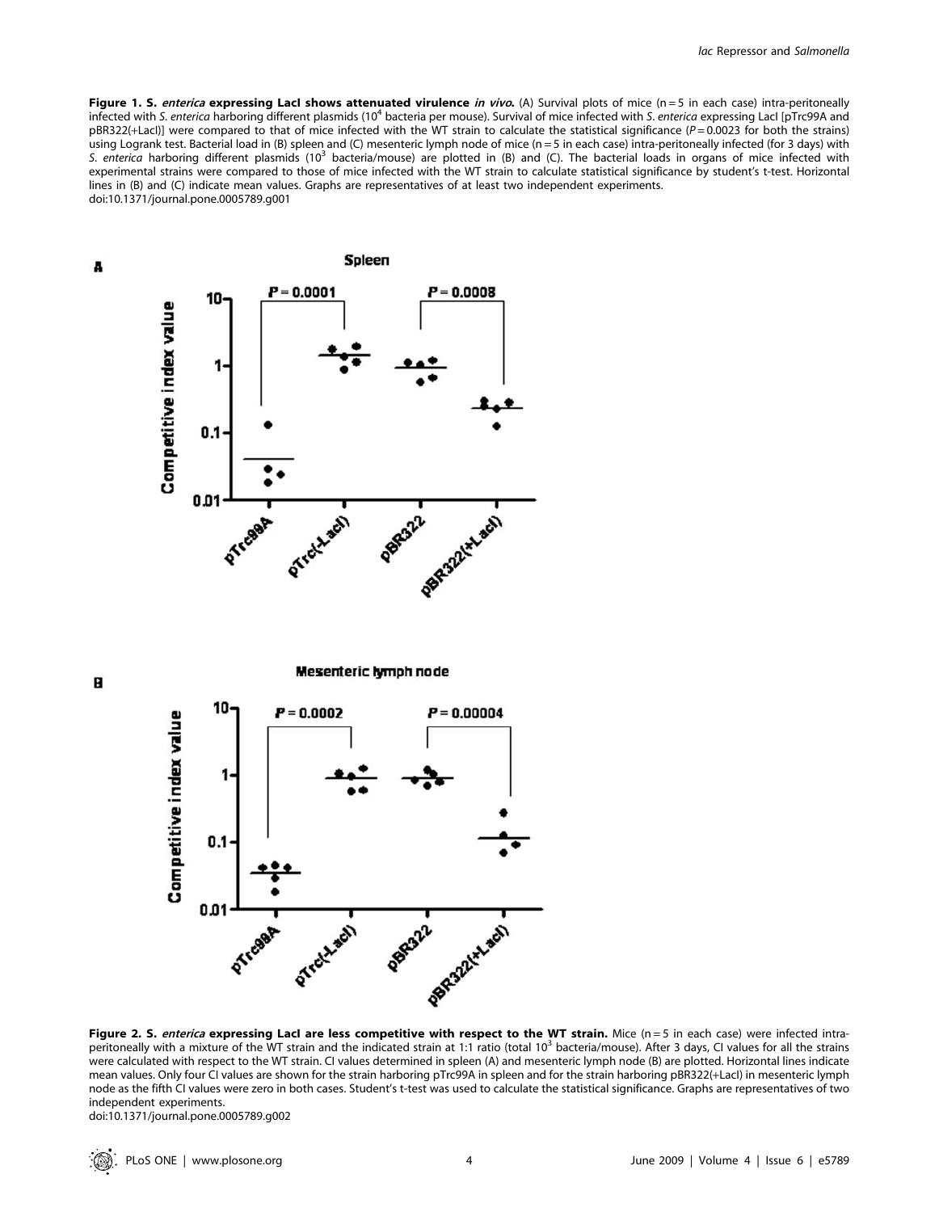**Figure 1. *S. enterica* expressing LacI shows attenuated virulence *in vivo*.** (A) Survival plots of mice (n = 5 in each case) intra-peritoneally infected with *S. enterica* harboring different plasmids ($10^4$ bacteria per mouse). Survival of mice infected with *S. enterica* expressing LacI [pTrc99A and pBR322(+LacI)] were compared to that of mice infected with the WT strain to calculate the statistical significance ($P = 0.0023$ for both the strains) using Logrank test. Bacterial load in (B) spleen and (C) mesenteric lymph node of mice (n = 5 in each case) intra-peritoneally infected (for 3 days) with *S. enterica* harboring different plasmids ($10^3$ bacteria/mouse) are plotted in (B) and (C). The bacterial loads in organs of mice infected with experimental strains were compared to those of mice infected with the WT strain to calculate statistical significance by student's t-test. Horizontal lines in (B) and (C) indicate mean values. Graphs are representatives of at least two independent experiments.
doi:10.1371/journal.pone.0005789.g001

A

Spleen

Competitive index value

10

1

0.1

0.01

P = 0.0001

P = 0.0008

pTrc99A

pTrc(-LacI)

pBR322

pBR322(+LacI)

B

Mesenteric lymph node

Competitive index value

10

1

0.1

0.01

P = 0.0002

P = 0.00004

pTrc99A

pTrc(-LacI)

pBR322

pBR322(+LacI)

**Figure 2. *S. enterica* expressing LacI are less competitive with respect to the WT strain.** Mice (n = 5 in each case) were infected intra-peritoneally with a mixture of the WT strain and the indicated strain at 1:1 ratio (total $10^3$ bacteria/mouse). After 3 days, CI values for all the strains were calculated with respect to the WT strain. CI values determined in spleen (A) and mesenteric lymph node (B) are plotted. Horizontal lines indicate mean values. Only four CI values are shown for the strain harboring pTrc99A in spleen and for the strain harboring pBR322(+LacI) in mesenteric lymph node as the fifth CI values were zero in both cases. Student's t-test was used to calculate the statistical significance. Graphs are representatives of two independent experiments.
doi:10.1371/journal.pone.0005789.g002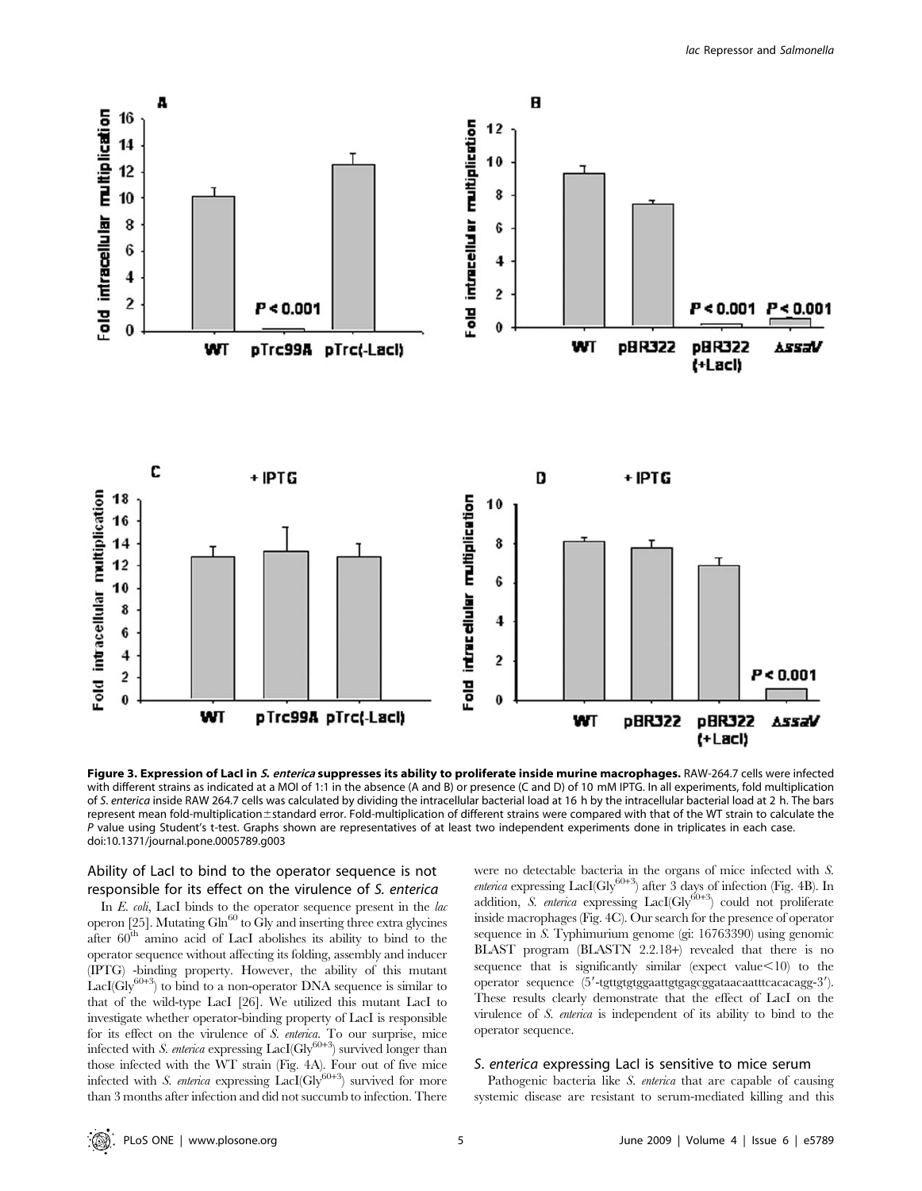**Figure 3. Expression of LacI in *S. enterica* suppresses its ability to proliferate inside murine macrophages.** RAW-264.7 cells were infected with different strains as indicated at a MOI of 1:1 in the absence (A and B) or presence (C and D) of 10 mM IPTG. In all experiments, fold multiplication of *S. enterica* inside RAW 264.7 cells was calculated by dividing the intracellular bacterial load at 16 h by the intracellular bacterial load at 2 h. The bars represent mean fold-multiplication±standard error. Fold-multiplication of different strains were compared with that of the WT strain to calculate the *P* value using Student's t-test. Graphs shown are representatives of at least two independent experiments done in triplicates in each case.
doi:10.1371/journal.pone.0005789.g003

## Ability of LacI to bind to the operator sequence is not responsible for its effect on the virulence of *S. enterica*

In *E. coli*, LacI binds to the operator sequence present in the *lac* operon [25]. Mutating $Gln^{60}$ to Gly and inserting three extra glycines after $60^{th}$ amino acid of LacI abolishes its ability to bind to the operator sequence without affecting its folding, assembly and inducer (IPTG) -binding property. However, the ability of this mutant $LacI(Gly^{60+3})$ to bind to a non-operator DNA sequence is similar to that of the wild-type LacI [26]. We utilized this mutant LacI to investigate whether operator-binding property of LacI is responsible for its effect on the virulence of *S. enterica*. To our surprise, mice infected with *S. enterica* expressing $LacI(Gly^{60+3})$ survived longer than those infected with the WT strain (Fig. 4A). Four out of five mice infected with *S. enterica* expressing $LacI(Gly^{60+3})$ survived for more than 3 months after infection and did not succumb to infection. There were no detectable bacteria in the organs of mice infected with *S. enterica* expressing $LacI(Gly^{60+3})$ after 3 days of infection (Fig. 4B). In addition, *S. enterica* expressing $LacI(Gly^{60+3})$ could not proliferate inside macrophages (Fig. 4C). Our search for the presence of operator sequence in *S.* Typhimurium genome (gi: 16763390) using genomic BLAST program (BLASTN 2.2.18+) revealed that there is no sequence that is significantly similar (expect value<10) to the operator sequence (5′-tgttgtgtggaattgtgagcggataacaatttcacacagg-3′). These results clearly demonstrate that the effect of LacI on the virulence of *S. enterica* is independent of its ability to bind to the operator sequence.

## *S. enterica* expressing LacI is sensitive to mice serum

Pathogenic bacteria like *S. enterica* that are capable of causing systemic disease are resistant to serum-mediated killing and this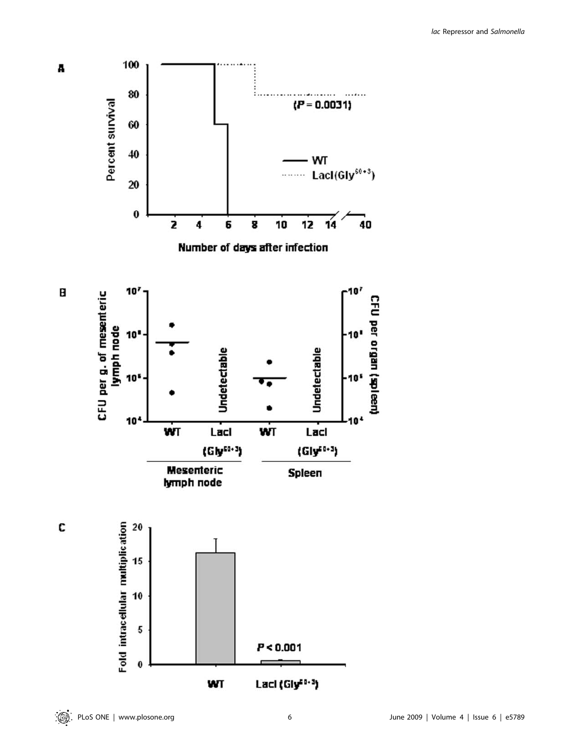A

100
80
60
40
20
0

Percent survival

2 4 6 8 10 12 14 40

Number of days after infection

($P$ = 0.0031)

WT
LacI(Gly$^{60+3}$)

B

CFU per g. of mesenteric lymph node

$10^7$
$10^6$
$10^5$
$10^4$

Undetectable

Undetectable

CFU per organ (spleen)

WT LacI (Gly$^{60+3}$) WT LacI (Gly$^{60+3}$)

Mesenteric lymph node

Spleen

C

Fold intracellular multiplication

20
15
10
5
0

$P$ < 0.001

WT LacI (Gly$^{60+3}$)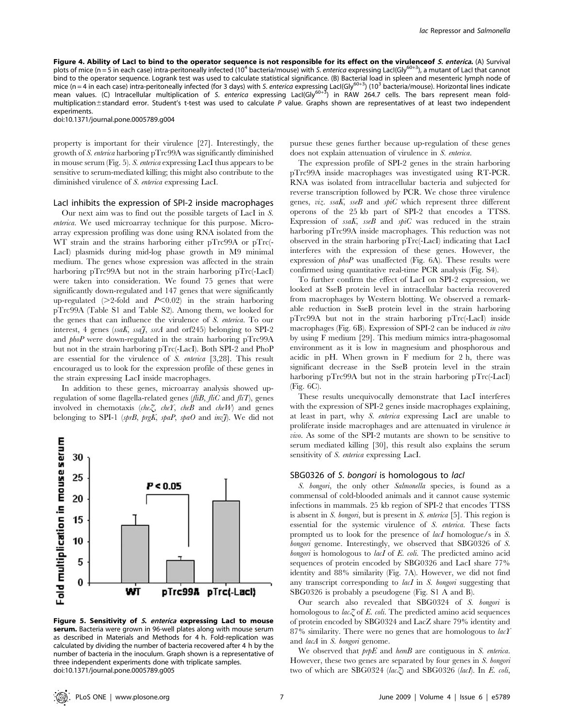**Figure 4. Ability of LacI to bind to the operator sequence is not responsible for its effect on the virulenceof *S. enterica*.** (A) Survival plots of mice (n = 5 in each case) intra-peritoneally infected ($10^4$ bacteria/mouse) with *S. enterica* expressing LacI(Gly$^{60+3}$), a mutant of LacI that cannot bind to the operator sequence. Logrank test was used to calculate statistical significance. (B) Bacterial load in spleen and mesenteric lymph node of mice (n = 4 in each case) intra-peritoneally infected (for 3 days) with *S. enterica* expressing LacI(Gly$^{60+3}$) ($10^3$ bacteria/mouse). Horizontal lines indicate mean values. (C) Intracellular multiplication of *S. enterica* expressing LacI(Gly$^{60+3}$) in RAW 264.7 cells. The bars represent mean fold-multiplication±standard error. Student's t-test was used to calculate *P* value. Graphs shown are representatives of at least two independent experiments.
doi:10.1371/journal.pone.0005789.g004

property is important for their virulence [27]. Interestingly, the growth of *S. enterica* harboring pTrc99A was significantly diminished in mouse serum (Fig. 5). *S. enterica* expressing LacI thus appears to be sensitive to serum-mediated killing; this might also contribute to the diminished virulence of *S. enterica* expressing LacI.

## LacI inhibits the expression of SPI-2 inside macrophages

Our next aim was to find out the possible targets of LacI in *S. enterica*. We used microarray technique for this purpose. Microarray expression profiling was done using RNA isolated from the WT strain and the strains harboring either pTrc99A or pTrc(-LacI) plasmids during mid-log phase growth in M9 minimal medium. The genes whose expression was affected in the strain harboring pTrc99A but not in the strain harboring pTrc(-LacI) were taken into consideration. We found 75 genes that were significantly down-regulated and 147 genes that were significantly up-regulated (>2-fold and $P<0.02$) in the strain harboring pTrc99A (Table S1 and Table S2). Among them, we looked for the genes that can influence the virulence of *S. enterica*. To our interest, 4 genes (*ssaK*, *ssaJ*, *ssrA* and orf245) belonging to SPI-2 and *phoP* were down-regulated in the strain harboring pTrc99A but not in the strain harboring pTrc(-LacI). Both SPI-2 and PhoP are essential for the virulence of *S. enterica* [3,28]. This result encouraged us to look for the expression profile of these genes in the strain expressing LacI inside macrophages.

In addition to these genes, microarray analysis showed up-regulation of some flagella-related genes (*fliB*, *fliC* and *fliT*), genes involved in chemotaxis (*cheZ*, *cheY*, *cheB* and *cheW*) and genes belonging to SPI-1 (*sprB*, *prgK*, *spaP*, *spaO* and *invJ*). We did not pursue these genes further because up-regulation of these genes does not explain attenuation of virulence in *S. enterica*.

The expression profile of SPI-2 genes in the strain harboring pTrc99A inside macrophages was investigated using RT-PCR. RNA was isolated from intracellular bacteria and subjected for reverse transcription followed by PCR. We chose three virulence genes, *viz*. *ssaK*, *sseB* and *spiC* which represent three different operons of the 25 kb part of SPI-2 that encodes a TTSS. Expression of *ssaK*, *sseB* and *spiC* was reduced in the strain harboring pTrc99A inside macrophages. This reduction was not observed in the strain harboring pTrc(-LacI) indicating that LacI interferes with the expression of these genes. However, the expression of *phoP* was unaffected (Fig. 6A). These results were confirmed using quantitative real-time PCR analysis (Fig. S4).

To further confirm the effect of LacI on SPI-2 expression, we looked at SseB protein level in intracellular bacteria recovered from macrophages by Western blotting. We observed a remarkable reduction in SseB protein level in the strain harboring pTrc99A but not in the strain harboring pTrc(-LacI) inside macrophages (Fig. 6B). Expression of SPI-2 can be induced *in vitro* by using F medium [29]. This medium mimics intra-phagosomal environment as it is low in magnesium and phosphorous and acidic in pH. When grown in F medium for 2 h, there was significant decrease in the SseB protein level in the strain harboring pTrc99A but not in the strain harboring pTrc(-LacI) (Fig. 6C).

These results unequivocally demonstrate that LacI interferes with the expression of SPI-2 genes inside macrophages explaining, at least in part, why *S. enterica* expressing LacI are unable to proliferate inside macrophages and are attenuated in virulence *in vivo*. As some of the SPI-2 mutants are shown to be sensitive to serum mediated killing [30], this result also explains the serum sensitivity of *S. enterica* expressing LacI.

Fold multiplication in mouse serum
30
25
20
15
10
5
0
$P < 0.05$
WT
pTrc99A
pTrc(-LacI)

**Figure 5. Sensitivity of *S. enterica* expressing LacI to mouse serum.** Bacteria were grown in 96-well plates along with mouse serum as described in Materials and Methods for 4 h. Fold-replication was calculated by dividing the number of bacteria recovered after 4 h by the number of bacteria in the inoculum. Graph shown is a representative of three independent experiments done with triplicate samples.
doi:10.1371/journal.pone.0005789.g005

## SBG0326 of *S. bongori* is homologous to *lacI*

*S. bongori*, the only other *Salmonella* species, is found as a commensal of cold-blooded animals and it cannot cause systemic infections in mammals. 25 kb region of SPI-2 that encodes TTSS is absent in *S. bongori*, but is present in *S. enterica* [5]. This region is essential for the systemic virulence of *S. enterica*. These facts prompted us to look for the presence of *lacI* homologue/s in *S. bongori* genome. Interestingly, we observed that SBG0326 of *S. bongori* is homologous to *lacI* of *E. coli*. The predicted amino acid sequences of protein encoded by SBG0326 and LacI share 77% identity and 88% similarity (Fig. 7A). However, we did not find any transcript corresponding to *lacI* in *S. bongori* suggesting that SBG0326 is probably a pseudogene (Fig. S1 A and B).

Our search also revealed that SBG0324 of *S. bongori* is homologous to *lacZ* of *E. coli*. The predicted amino acid sequences of protein encoded by SBG0324 and LacZ share 79% identity and 87% similarity. There were no genes that are homologous to *lacY* and *lacA* in *S. bongori* genome.

We observed that *prpE* and *hemB* are contiguous in *S. enterica*. However, these two genes are separated by four genes in *S. bongori* two of which are SBG0324 (*lacZ*) and SBG0326 (*lacI*). In *E. coli*,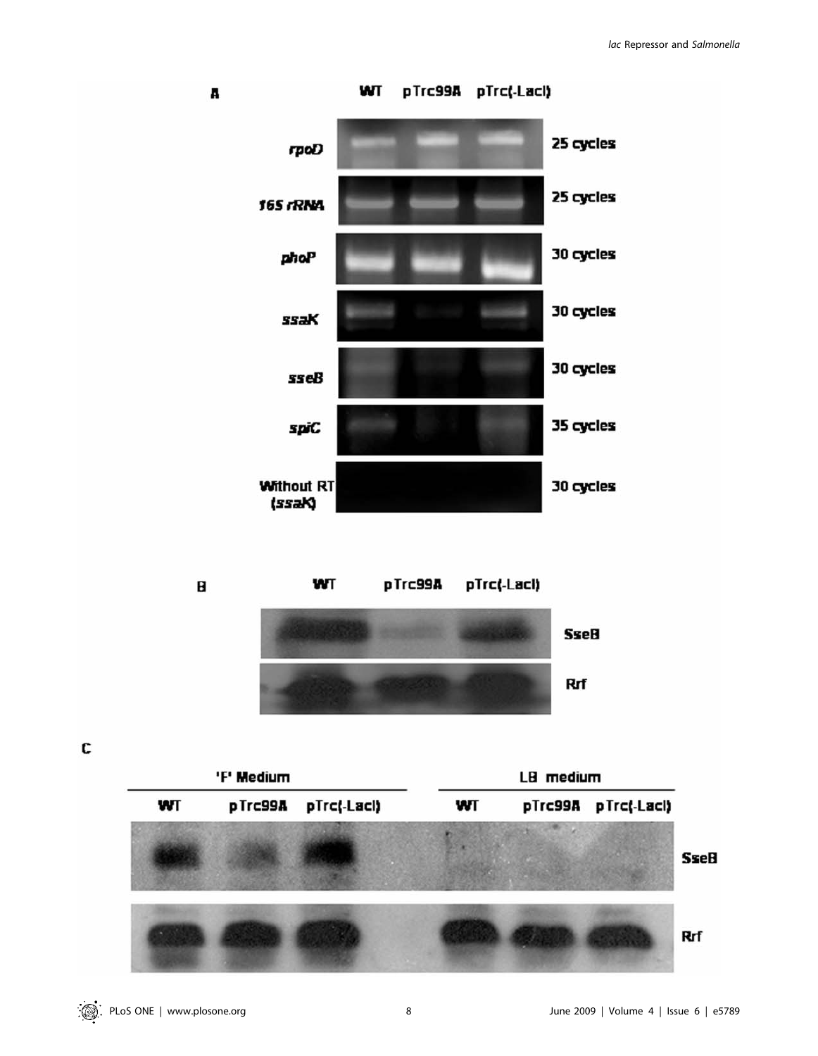A

WT pTrc99A pTrc(-LacI)

*rpoD* 25 cycles

*16S rRNA* 25 cycles

*phoP* 30 cycles

*ssaK* 30 cycles

*sseB* 30 cycles

*spiC* 35 cycles

Without RT (*ssaK*) 30 cycles

B

WT pTrc99A pTrc(-LacI)

SseB

Rrf

C

'F' Medium

WT pTrc99A pTrc(-LacI)

LB medium

WT pTrc99A pTrc(-LacI)

SseB

Rrf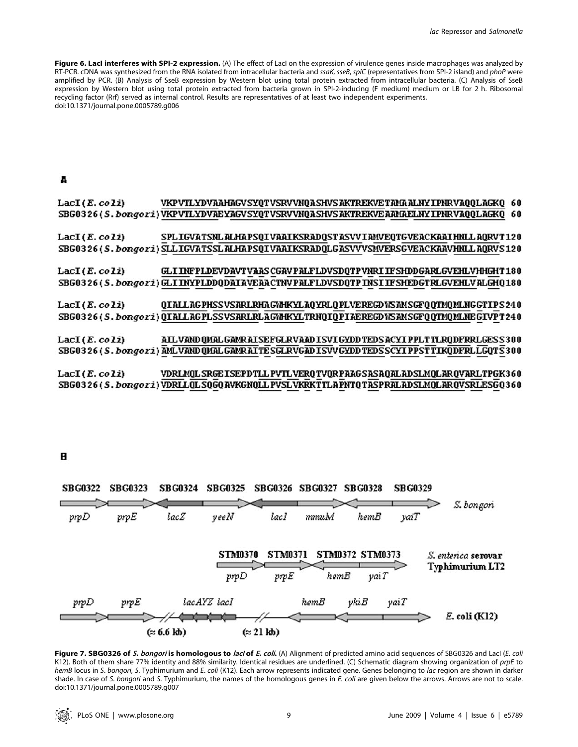**Figure 6. LacI interferes with SPI-2 expression.** (A) The effect of LacI on the expression of virulence genes inside macrophages was analyzed by RT-PCR. cDNA was synthesized from the RNA isolated from intracellular bacteria and *ssaK*, *sseB*, *spiC* (representatives from SPI-2 island) and *phoP* were amplified by PCR. (B) Analysis of SseB expression by Western blot using total protein extracted from intracellular bacteria. (C) Analysis of SseB expression by Western blot using total protein extracted from bacteria grown in SPI-2-inducing (F medium) medium or LB for 2 h. Ribosomal recycling factor (Rrf) served as internal control. Results are representatives of at least two independent experiments.
doi:10.1371/journal.pone.0005789.g006

A

```
LacI(E. coli)         VKPVTLYDVAAHAGVSYQTVSRVVNQASHVSAKTREKVETAMAALNYIPNRVAQQLAGKQ  60
SBG0326(S. bongori)   VKPVTLYDVAEYAGVSYQTVSRVVNQASHVSAKTREKVEAAMAELNYIPNRVAQQLAGKQ  60

LacI(E. coli)         SPLIGVATSNLALHAPSQIVAAIKSRADQSTASVVIAMVEQTGVEACKAAIHNLLAQRVT 120
SBG0326(S. bongori)   SLLIGVATSSLALHAPSQIVAAIKSRADQLGASVVVSMVERSGVEACKAAVHNLLAQRVS 120

LacI(E. coli)         GLIINFPLDEVDAVTVAASCGAVPALFLDVSDQTPVNRIIFSHDDGARLGVEHLVHHGHT 180
SBG0326(S. bongori)   GLIINYPLDDQDAIAVEAACTNVPALFLDVSDQTPINSIIFSHEDGTRLGVEHLVALGHQ 180

LacI(E. coli)         QIALLAGPHSSVSARLRHAGWHKYLAQYRLQPLVEREGDWSAMSGFQQTMQMLNGGTIPS 240
SBG0326(S. bongori)   QIALLAGPLSSVSARLRLAGWHKYLTRNQIQPIAEREGDWSAMSGFQQTMQMLNEGIVPT 240

LacI(E. coli)         AILVANDQMALGAMRAISEFGLRVAADISVIGYDDTEDSACYIPPLTTLRQDFRRLGESS 300
SBG0326(S. bongori)   AMLVANDQMALGAMRAITESGLRVGADISVVGYDDTEDSSCYIPPSTTIKQDFRLLGQTS 300

LacI(E. coli)         VDRLMQLSRGEISEPDTLLPVTLVERQTVQRPAAGSASAQALADSLMQLARQVARLTPGK 360
SBG0326(S. bongori)   VDRLLQLSQGQAVKGNQLLPVSLVKRKTTLAPNTQTASPRALADSLMQLARQVSRLESGQ 360
```

B

SBG0322 SBG0323 SBG0324 SBG0325 SBG0326 SBG0327 SBG0328 SBG0329

*prpD* *prpE* *lacZ* *yeeN* *lacI* *mmuM* *hemB* *yaiT*

*S. bongori*

STM0370 STM0371 STM0372 STM0373

*prpD* *prpE* *hemB* *yaiT*

*S. enterica* serovar Typhimurium LT2

*prpD* *prpE* *lacAYZ lacI* *hemB* *ykiB* *yaiT*

(≈ 6.6 kb) (≈ 21 kb)

*E. coli* (K12)

**Figure 7. SBG0326 of *S. bongori* is homologous to *lacI* of *E. coli*.** (A) Alignment of predicted amino acid sequences of SBG0326 and LacI (*E. coli* K12). Both of them share 77% identity and 88% similarity. Identical residues are underlined. (C) Schematic diagram showing organization of *prpE* to *hemB* locus in *S. bongori*, *S.* Typhimurium and *E. coli* (K12). Each arrow represents indicated gene. Genes belonging to *lac* region are shown in darker shade. In case of *S. bongori* and *S.* Typhimurium, the names of the homologous genes in *E. coli* are given below the arrows. Arrows are not to scale.
doi:10.1371/journal.pone.0005789.g007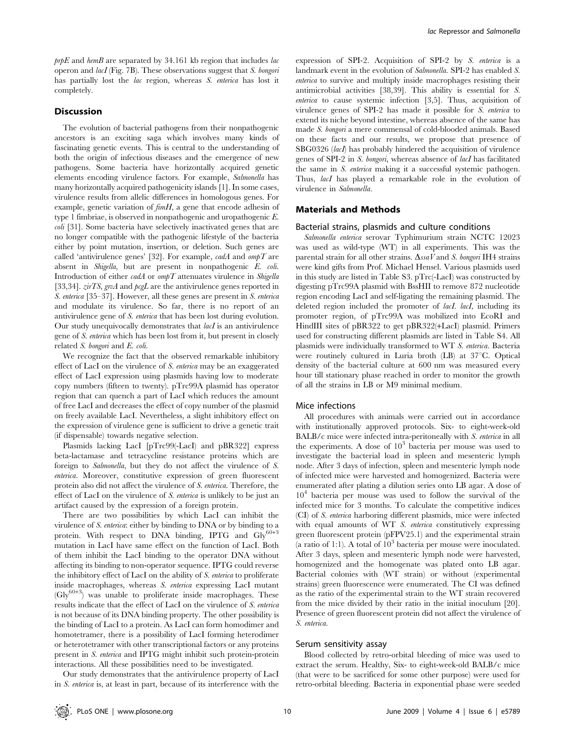*prpE* and *hemB* are separated by 34.161 kb region that includes *lac* operon and *lacI* (Fig. 7B). These observations suggest that *S. bongori* has partially lost the *lac* region, whereas *S. enterica* has lost it completely.

## Discussion

The evolution of bacterial pathogens from their nonpathogenic ancestors is an exciting saga which involves many kinds of fascinating genetic events. This is central to the understanding of both the origin of infectious diseases and the emergence of new pathogens. Some bacteria have horizontally acquired genetic elements encoding virulence factors. For example, *Salmonella* has many horizontally acquired pathogenicity islands [1]. In some cases, virulence results from allelic differences in homologous genes. For example, genetic variation of *fimH*, a gene that encode adhesin of type 1 fimbriae, is observed in nonpathogenic and uropathogenic *E. coli* [31]. Some bacteria have selectively inactivated genes that are no longer compatible with the pathogenic lifestyle of the bacteria either by point mutation, insertion, or deletion. Such genes are called 'antivirulence genes' [32]. For example, *cadA* and *ompT* are absent in *Shigella*, but are present in nonpathogenic *E. coli*. Introduction of either *cadA* or *ompT* attenuates virulence in *Shigella* [33,34]. *zirTS*, *grvA* and *pcgL* are the antivirulence genes reported in *S. enterica* [35–37]. However, all these genes are present in *S. enterica* and modulate its virulence. So far, there is no report of an antivirulence gene of *S. enterica* that has been lost during evolution. Our study unequivocally demonstrates that *lacI* is an antivirulence gene of *S. enterica* which has been lost from it, but present in closely related *S. bongori* and *E. coli*.

We recognize the fact that the observed remarkable inhibitory effect of LacI on the virulence of *S. enterica* may be an exaggerated effect of LacI expression using plasmids having low to moderate copy numbers (fifteen to twenty). pTrc99A plasmid has operator region that can quench a part of LacI which reduces the amount of free LacI and decreases the effect of copy number of the plasmid on freely available LacI. Nevertheless, a slight inhibitory effect on the expression of virulence gene is sufficient to drive a genetic trait (if dispensable) towards negative selection.

Plasmids lacking LacI [pTrc99(-LacI) and pBR322] express beta-lactamase and tetracycline resistance proteins which are foreign to *Salmonella*, but they do not affect the virulence of *S. enterica*. Moreover, constitutive expression of green fluorescent protein also did not affect the virulence of *S. enterica*. Therefore, the effect of LacI on the virulence of *S. enterica* is unlikely to be just an artifact caused by the expression of a foreign protein.

There are two possibilities by which LacI can inhibit the virulence of *S. enterica*: either by binding to DNA or by binding to a protein. With respect to DNA binding, IPTG and $Gly^{60+3}$ mutation in LacI have same effect on the function of LacI. Both of them inhibit the LacI binding to the operator DNA without affecting its binding to non-operator sequence. IPTG could reverse the inhibitory effect of LacI on the ability of *S. enterica* to proliferate inside macrophages, whereas *S. enterica* expressing LacI mutant ($Gly^{60+3}$) was unable to proliferate inside macrophages. These results indicate that the effect of LacI on the virulence of *S. enterica* is not because of its DNA binding property. The other possibility is the binding of LacI to a protein. As LacI can form homodimer and homotetramer, there is a possibility of LacI forming heterodimer or heterotetramer with other transcriptional factors or any proteins present in *S. enterica* and IPTG might inhibit such protein-protein interactions. All these possibilities need to be investigated.

Our study demonstrates that the antivirulence property of LacI in *S. enterica* is, at least in part, because of its interference with the expression of SPI-2. Acquisition of SPI-2 by *S. enterica* is a landmark event in the evolution of *Salmonella*. SPI-2 has enabled *S. enterica* to survive and multiply inside macrophages resisting their antimicrobial activities [38,39]. This ability is essential for *S. enterica* to cause systemic infection [3,5]. Thus, acquisition of virulence genes of SPI-2 has made it possible for *S. enterica* to extend its niche beyond intestine, whereas absence of the same has made *S. bongori* a mere commensal of cold-blooded animals. Based on these facts and our results, we propose that presence of SBG0326 (*lacI*) has probably hindered the acquisition of virulence genes of SPI-2 in *S. bongori*, whereas absence of *lacI* has facilitated the same in *S. enterica* making it a successful systemic pathogen. Thus, *lacI* has played a remarkable role in the evolution of virulence in *Salmonella*.

## Materials and Methods

### Bacterial strains, plasmids and culture conditions

*Salmonella enterica* serovar Typhimurium strain NCTC 12023 was used as wild-type (WT) in all experiments. This was the parental strain for all other strains. Δ*ssaV* and *S. bongori* IH4 strains were kind gifts from Prof. Michael Hensel. Various plasmids used in this study are listed in Table S3. pTrc(-LacI) was constructed by digesting pTrc99A plasmid with BssHII to remove 872 nucleotide region encoding LacI and self-ligating the remaining plasmid. The deleted region included the promoter of *lacI*. *lacI*, including its promoter region, of pTrc99A was mobilized into EcoRI and HindIII sites of pBR322 to get pBR322(+LacI) plasmid. Primers used for constructing different plasmids are listed in Table S4. All plasmids were individually transformed to WT *S. enterica*. Bacteria were routinely cultured in Luria broth (LB) at 37°C. Optical density of the bacterial culture at 600 nm was measured every hour till stationary phase reached in order to monitor the growth of all the strains in LB or M9 minimal medium.

### Mice infections

All procedures with animals were carried out in accordance with institutionally approved protocols. Six- to eight-week-old BALB/c mice were infected intra-peritoneally with *S. enterica* in all the experiments. A dose of $10^3$ bacteria per mouse was used to investigate the bacterial load in spleen and mesenteric lymph node. After 3 days of infection, spleen and mesenteric lymph node of infected mice were harvested and homogenized. Bacteria were enumerated after plating a dilution series onto LB agar. A dose of $10^4$ bacteria per mouse was used to follow the survival of the infected mice for 3 months. To calculate the competitive indices (CI) of *S. enterica* harboring different plasmids, mice were infected with equal amounts of WT *S. enterica* constitutively expressing green fluorescent protein (pFPV25.1) and the experimental strain (a ratio of 1:1). A total of $10^3$ bacteria per mouse were inoculated. After 3 days, spleen and mesenteric lymph node were harvested, homogenized and the homogenate was plated onto LB agar. Bacterial colonies with (WT strain) or without (experimental strains) green fluorescence were enumerated. The CI was defined as the ratio of the experimental strain to the WT strain recovered from the mice divided by their ratio in the initial inoculum [20]. Presence of green fluorescent protein did not affect the virulence of *S. enterica*.

### Serum sensitivity assay

Blood collected by retro-orbital bleeding of mice was used to extract the serum. Healthy, Six- to eight-week-old BALB/c mice (that were to be sacrificed for some other purpose) were used for retro-orbital bleeding. Bacteria in exponential phase were seeded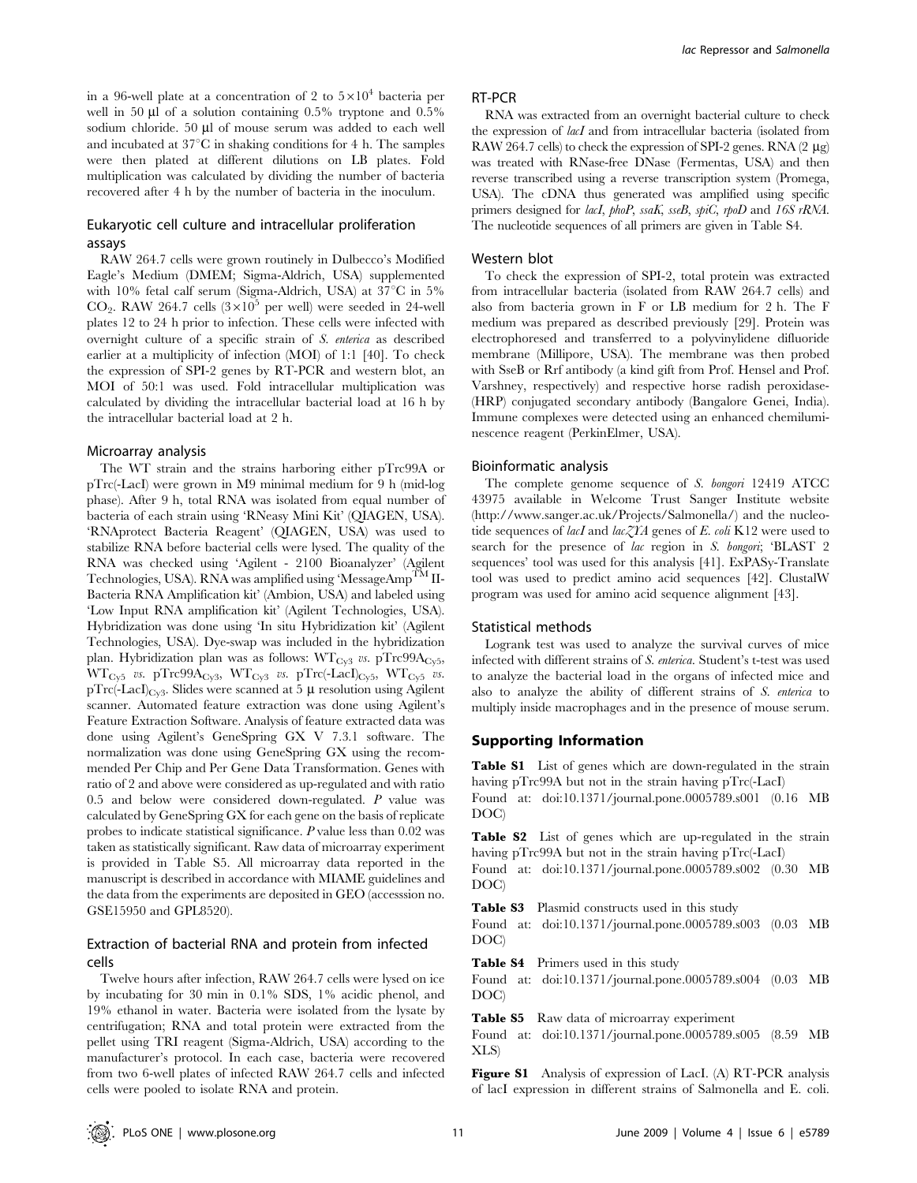in a 96-well plate at a concentration of 2 to $5\times10^4$ bacteria per well in 50 µl of a solution containing 0.5% tryptone and 0.5% sodium chloride. 50 µl of mouse serum was added to each well and incubated at 37°C in shaking conditions for 4 h. The samples were then plated at different dilutions on LB plates. Fold multiplication was calculated by dividing the number of bacteria recovered after 4 h by the number of bacteria in the inoculum.

### Eukaryotic cell culture and intracellular proliferation assays

RAW 264.7 cells were grown routinely in Dulbecco's Modified Eagle's Medium (DMEM; Sigma-Aldrich, USA) supplemented with 10% fetal calf serum (Sigma-Aldrich, USA) at 37°C in 5% $CO_2$. RAW 264.7 cells ($3\times10^5$ per well) were seeded in 24-well plates 12 to 24 h prior to infection. These cells were infected with overnight culture of a specific strain of *S. enterica* as described earlier at a multiplicity of infection (MOI) of 1:1 [40]. To check the expression of SPI-2 genes by RT-PCR and western blot, an MOI of 50:1 was used. Fold intracellular multiplication was calculated by dividing the intracellular bacterial load at 16 h by the intracellular bacterial load at 2 h.

### Microarray analysis

The WT strain and the strains harboring either pTrc99A or pTrc(-LacI) were grown in M9 minimal medium for 9 h (mid-log phase). After 9 h, total RNA was isolated from equal number of bacteria of each strain using 'RNeasy Mini Kit' (QIAGEN, USA). 'RNAprotect Bacteria Reagent' (QIAGEN, USA) was used to stabilize RNA before bacterial cells were lysed. The quality of the RNA was checked using 'Agilent - 2100 Bioanalyzer' (Agilent Technologies, USA). RNA was amplified using 'MessageAmp$^{TM}$ II-Bacteria RNA Amplification kit' (Ambion, USA) and labeled using 'Low Input RNA amplification kit' (Agilent Technologies, USA). Hybridization was done using 'In situ Hybridization kit' (Agilent Technologies, USA). Dye-swap was included in the hybridization plan. Hybridization plan was as follows: $WT_{Cy3}$ *vs.* pTrc99$A_{Cy5}$, $WT_{Cy5}$ *vs.* pTrc99$A_{Cy3}$, $WT_{Cy3}$ *vs.* pTrc(-LacI)$_{Cy5}$, $WT_{Cy5}$ *vs.* pTrc(-LacI)$_{Cy3}$. Slides were scanned at 5 µ resolution using Agilent scanner. Automated feature extraction was done using Agilent's Feature Extraction Software. Analysis of feature extracted data was done using Agilent's GeneSpring GX V 7.3.1 software. The normalization was done using GeneSpring GX using the recommended Per Chip and Per Gene Data Transformation. Genes with ratio of 2 and above were considered as up-regulated and with ratio 0.5 and below were considered down-regulated. *P* value was calculated by GeneSpring GX for each gene on the basis of replicate probes to indicate statistical significance. *P* value less than 0.02 was taken as statistically significant. Raw data of microarray experiment is provided in Table S5. All microarray data reported in the manuscript is described in accordance with MIAME guidelines and the data from the experiments are deposited in GEO (accesssion no. GSE15950 and GPL8520).

### Extraction of bacterial RNA and protein from infected cells

Twelve hours after infection, RAW 264.7 cells were lysed on ice by incubating for 30 min in 0.1% SDS, 1% acidic phenol, and 19% ethanol in water. Bacteria were isolated from the lysate by centrifugation; RNA and total protein were extracted from the pellet using TRI reagent (Sigma-Aldrich, USA) according to the manufacturer's protocol. In each case, bacteria were recovered from two 6-well plates of infected RAW 264.7 cells and infected cells were pooled to isolate RNA and protein.

### RT-PCR

RNA was extracted from an overnight bacterial culture to check the expression of *lacI* and from intracellular bacteria (isolated from RAW 264.7 cells) to check the expression of SPI-2 genes. RNA (2 µg) was treated with RNase-free DNase (Fermentas, USA) and then reverse transcribed using a reverse transcription system (Promega, USA). The cDNA thus generated was amplified using specific primers designed for *lacI*, *phoP*, *ssaK*, *sseB*, *spiC*, *rpoD* and *16S rRNA*. The nucleotide sequences of all primers are given in Table S4.

### Western blot

To check the expression of SPI-2, total protein was extracted from intracellular bacteria (isolated from RAW 264.7 cells) and also from bacteria grown in F or LB medium for 2 h. The F medium was prepared as described previously [29]. Protein was electrophoresed and transferred to a polyvinylidene difluoride membrane (Millipore, USA). The membrane was then probed with SseB or Rrf antibody (a kind gift from Prof. Hensel and Prof. Varshney, respectively) and respective horse radish peroxidase-(HRP) conjugated secondary antibody (Bangalore Genei, India). Immune complexes were detected using an enhanced chemiluminescence reagent (PerkinElmer, USA).

### Bioinformatic analysis

The complete genome sequence of *S. bongori* 12419 ATCC 43975 available in Welcome Trust Sanger Institute website (http://www.sanger.ac.uk/Projects/Salmonella/) and the nucleotide sequences of *lacI* and *lacZYA* genes of *E. coli* K12 were used to search for the presence of *lac* region in *S. bongori*; 'BLAST 2 sequences' tool was used for this analysis [41]. ExPASy-Translate tool was used to predict amino acid sequences [42]. ClustalW program was used for amino acid sequence alignment [43].

### Statistical methods

Logrank test was used to analyze the survival curves of mice infected with different strains of *S. enterica*. Student's t-test was used to analyze the bacterial load in the organs of infected mice and also to analyze the ability of different strains of *S. enterica* to multiply inside macrophages and in the presence of mouse serum.

## Supporting Information

**Table S1** List of genes which are down-regulated in the strain having pTrc99A but not in the strain having pTrc(-LacI)
Found at: doi:10.1371/journal.pone.0005789.s001 (0.16 MB DOC)

**Table S2** List of genes which are up-regulated in the strain having pTrc99A but not in the strain having pTrc(-LacI)
Found at: doi:10.1371/journal.pone.0005789.s002 (0.30 MB DOC)

**Table S3** Plasmid constructs used in this study
Found at: doi:10.1371/journal.pone.0005789.s003 (0.03 MB DOC)

**Table S4** Primers used in this study
Found at: doi:10.1371/journal.pone.0005789.s004 (0.03 MB DOC)

**Table S5** Raw data of microarray experiment
Found at: doi:10.1371/journal.pone.0005789.s005 (8.59 MB XLS)

**Figure S1** Analysis of expression of LacI. (A) RT-PCR analysis of lacI expression in different strains of Salmonella and E. coli.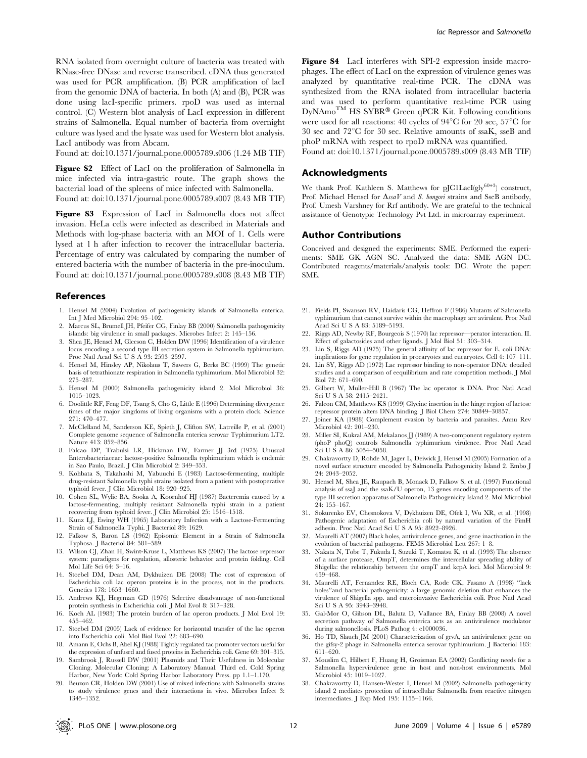RNA isolated from overnight culture of bacteria was treated with RNase-free DNase and reverse transcribed. cDNA thus generated was used for PCR amplification. (B) PCR amplification of lacI from the genomic DNA of bacteria. In both (A) and (B), PCR was done using lacI-specific primers. rpoD was used as internal control. (C) Western blot analysis of LacI expression in different strains of Salmonella. Equal number of bacteria from overnight culture was lysed and the lysate was used for Western blot analysis. LacI antibody was from Abcam.

Found at: doi:10.1371/journal.pone.0005789.s006 (1.24 MB TIF)

**Figure S2** Effect of LacI on the proliferation of Salmonella in mice infected via intra-gastric route. The graph shows the bacterial load of the spleens of mice infected with Salmonella.

Found at: doi:10.1371/journal.pone.0005789.s007 (8.43 MB TIF)

**Figure S3** Expression of LacI in Salmonella does not affect invasion. HeLa cells were infected as described in Materials and Methods with log-phase bacteria with an MOI of 1. Cells were lysed at 1 h after infection to recover the intracellular bacteria. Percentage of entry was calculated by comparing the number of entered bacteria with the number of bacteria in the pre-inoculum.

Found at: doi:10.1371/journal.pone.0005789.s008 (8.43 MB TIF)

**Figure S4** LacI interferes with SPI-2 expression inside macrophages. The effect of LacI on the expression of virulence genes was analyzed by quantitative real-time PCR. The cDNA was synthesized from the RNA isolated from intracellular bacteria and was used to perform quantitative real-time PCR using DyNAmo$^{TM}$ HS SYBR® Green qPCR Kit. Following conditions were used for all reactions: 40 cycles of 94°C for 20 sec, 57°C for 30 sec and 72°C for 30 sec. Relative amounts of ssaK, sseB and phoP mRNA with respect to rpoD mRNA was quantified.

Found at: doi:10.1371/journal.pone.0005789.s009 (8.43 MB TIF)

## Acknowledgments

We thank Prof. Kathleen S. Matthews for pJC1LacI(gly$^{60+3}$) construct, Prof. Michael Hensel for Δ*ssaV* and *S. bongori* strains and SseB antibody, Prof. Umesh Varshney for Rrf antibody. We are grateful to the technical assistance of Genotypic Technology Pvt Ltd. in microarray experiment.

## Author Contributions

Conceived and designed the experiments: SME. Performed the experiments: SME GK AGN SC. Analyzed the data: SME AGN DC. Contributed reagents/materials/analysis tools: DC. Wrote the paper: SME.

## References

1. Hensel M (2004) Evolution of pathogenicity islands of Salmonella enterica. Int J Med Microbiol 294: 95–102.
2. Marcus SL, Brumell JH, Pfeifer CG, Finlay BB (2000) Salmonella pathogenicity islands: big virulence in small packages. Microbes Infect 2: 145–156.
3. Shea JE, Hensel M, Gleeson C, Holden DW (1996) Identification of a virulence locus encoding a second type III secretion system in Salmonella typhimurium. Proc Natl Acad Sci U S A 93: 2593–2597.
4. Hensel M, Hinsley AP, Nikolaus T, Sawers G, Berks BC (1999) The genetic basis of tetrathionate respiration in Salmonella typhimurium. Mol Microbiol 32: 275–287.
5. Hensel M (2000) Salmonella pathogenicity island 2. Mol Microbiol 36: 1015–1023.
6. Doolittle RF, Feng DF, Tsang S, Cho G, Little E (1996) Determining divergence times of the major kingdoms of living organisms with a protein clock. Science 271: 470–477.
7. McClelland M, Sanderson KE, Spieth J, Clifton SW, Latreille P, et al. (2001) Complete genome sequence of Salmonella enterica serovar Typhimurium LT2. Nature 413: 852–856.
8. Falcao DP, Trabulsi LR, Hickman FW, Farmer JJ 3rd (1975) Unusual Enterobacteriaceae: lactose-positive Salmonella typhimurium which is endemic in Sao Paulo, Brazil. J Clin Microbiol 2: 349–353.
9. Kohbata S, Takahashi M, Yabuuchi E (1983) Lactose-fermenting, multiple drug-resistant Salmonella typhi strains isolated from a patient with postoperative typhoid fever. J Clin Microbiol 18: 920–925.
10. Cohen SL, Wylie BA, Sooka A, Koornhof HJ (1987) Bacteremia caused by a lactose-fermenting, multiply resistant Salmonella typhi strain in a patient recovering from typhoid fever. J Clin Microbiol 25: 1516–1518.
11. Kunz LJ, Ewing WH (1965) Laboratory Infection with a Lactose-Fermenting Strain of Salmonella Typhi. J Bacteriol 89: 1629.
12. Falkow S, Baron LS (1962) Episomic Element in a Strain of Salmonella Typhosa. J Bacteriol 84: 581–589.
13. Wilson CJ, Zhan H, Swint-Kruse L, Matthews KS (2007) The lactose repressor system: paradigms for regulation, allosteric behavior and protein folding. Cell Mol Life Sci 64: 3–16.
14. Stoebel DM, Dean AM, Dykhuizen DE (2008) The cost of expression of Escherichia coli lac operon proteins is in the process, not in the products. Genetics 178: 1653–1660.
15. Andrews KJ, Hegeman GD (1976) Selective disadvantage of non-functional protein synthesis in Escherichia coli. J Mol Evol 8: 317–328.
16. Koch AL (1983) The protein burden of lac operon products. J Mol Evol 19: 455–462.
17. Stoebel DM (2005) Lack of evidence for horizontal transfer of the lac operon into Escherichia coli. Mol Biol Evol 22: 683–690.
18. Amann E, Ochs B, Abel KJ (1988) Tightly regulated tac promoter vectors useful for the expression of unfused and fused proteins in Escherichia coli. Gene 69: 301–315.
19. Sambrook J, Russell DW (2001) Plasmids and Their Usefulness in Molecular Cloning. Molecular Cloning: A Laboratory Manual. Third ed. Cold Spring Harbor, New York: Cold Spring Harbor Laboratory Press. pp 1.1–1.170.
20. Beuzon CR, Holden DW (2001) Use of mixed infections with Salmonella strains to study virulence genes and their interactions in vivo. Microbes Infect 3: 1345–1352.
21. Fields PI, Swanson RV, Haidaris CG, Heffron F (1986) Mutants of Salmonella typhimurium that cannot survive within the macrophage are avirulent. Proc Natl Acad Sci U S A 83: 5189–5193.
22. Riggs AD, Newby RF, Bourgeois S (1970) lac repressor—perator interaction. II. Effect of galactosides and other ligands. J Mol Biol 51: 303–314.
23. Lin S, Riggs AD (1975) The general affinity of lac repressor for E. coli DNA: implications for gene regulation in procaryotes and eucaryotes. Cell 4: 107–111.
24. Lin SY, Riggs AD (1972) Lac repressor binding to non-operator DNA: detailed studies and a comparison of eequilibrium and rate competition methods. J Mol Biol 72: 671–690.
25. Gilbert W, Muller-Hill B (1967) The lac operator is DNA. Proc Natl Acad Sci U S A 58: 2415–2421.
26. Falcon CM, Matthews KS (1999) Glycine insertion in the hinge region of lactose repressor protein alters DNA binding. J Biol Chem 274: 30849–30857.
27. Joiner KA (1988) Complement evasion by bacteria and parasites. Annu Rev Microbiol 42: 201–230.
28. Miller SI, Kukral AM, Mekalanos JJ (1989) A two-component regulatory system (phoP phoQ) controls Salmonella typhimurium virulence. Proc Natl Acad Sci U S A 86: 5054–5058.
29. Chakravortty D, Rohde M, Jager L, Deiwick J, Hensel M (2005) Formation of a novel surface structure encoded by Salmonella Pathogenicity Island 2. Embo J 24: 2043–2052.
30. Hensel M, Shea JE, Raupach B, Monack D, Falkow S, et al. (1997) Functional analysis of ssaJ and the ssaK/U operon, 13 genes encoding components of the type III secretion apparatus of Salmonella Pathogenicity Island 2. Mol Microbiol 24: 155–167.
31. Sokurenko EV, Chesnokova V, Dykhuizen DE, Ofek I, Wu XR, et al. (1998) Pathogenic adaptation of Escherichia coli by natural variation of the FimH adhesin. Proc Natl Acad Sci U S A 95: 8922–8926.
32. Maurelli AT (2007) Black holes, antivirulence genes, and gene inactivation in the evolution of bacterial pathogens. FEMS Microbiol Lett 267: 1–8.
33. Nakata N, Tobe T, Fukuda I, Suzuki T, Komatsu K, et al. (1993) The absence of a surface protease, OmpT, determines the intercellular spreading ability of Shigella: the relationship between the ompT and kcpA loci. Mol Microbiol 9: 459–468.
34. Maurelli AT, Fernandez RE, Bloch CA, Rode CK, Fasano A (1998) "black holes"and bacterial pathogenicity: a large genomic deletion that enhances the virulence of Shigella spp. and enteroinvasive Escherichia coli. Proc Natl Acad Sci U S A 95: 3943–3948.
35. Gal-Mor O, Gibson DL, Baluta D, Vallance BA, Finlay BB (2008) A novel secretion pathway of Salmonella enterica acts as an antivirulence modulator during salmonellosis. PLoS Pathog 4: e1000036.
36. Ho TD, Slauch JM (2001) Characterization of grvA, an antivirulence gene on the gifsy-2 phage in Salmonella enterica serovar typhimurium. J Bacteriol 183: 611–620.
37. Mouslim C, Hilbert F, Huang H, Groisman EA (2002) Conflicting needs for a Salmonella hypervirulence gene in host and non-host environments. Mol Microbiol 45: 1019–1027.
38. Chakravortty D, Hansen-Wester I, Hensel M (2002) Salmonella pathogenicity island 2 mediates protection of intracellular Salmonella from reactive nitrogen intermediates. J Exp Med 195: 1155–1166.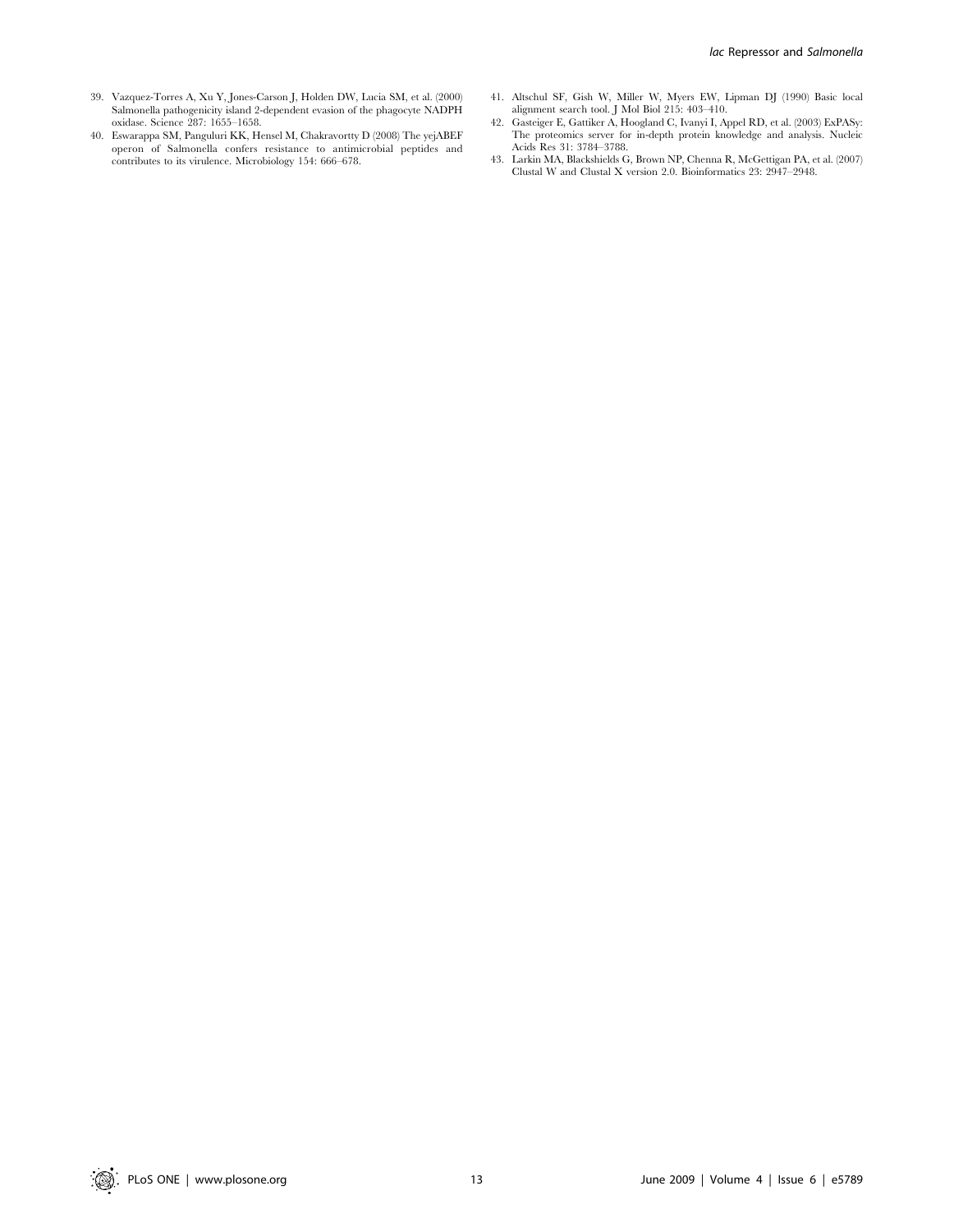39. Vazquez-Torres A, Xu Y, Jones-Carson J, Holden DW, Lucia SM, et al. (2000) Salmonella pathogenicity island 2-dependent evasion of the phagocyte NADPH oxidase. Science 287: 1655–1658.
40. Eswarappa SM, Panguluri KK, Hensel M, Chakravortty D (2008) The yejABEF operon of Salmonella confers resistance to antimicrobial peptides and contributes to its virulence. Microbiology 154: 666–678.
41. Altschul SF, Gish W, Miller W, Myers EW, Lipman DJ (1990) Basic local alignment search tool. J Mol Biol 215: 403–410.
42. Gasteiger E, Gattiker A, Hoogland C, Ivanyi I, Appel RD, et al. (2003) ExPASy: The proteomics server for in-depth protein knowledge and analysis. Nucleic Acids Res 31: 3784–3788.
43. Larkin MA, Blackshields G, Brown NP, Chenna R, McGettigan PA, et al. (2007) Clustal W and Clustal X version 2.0. Bioinformatics 23: 2947–2948.